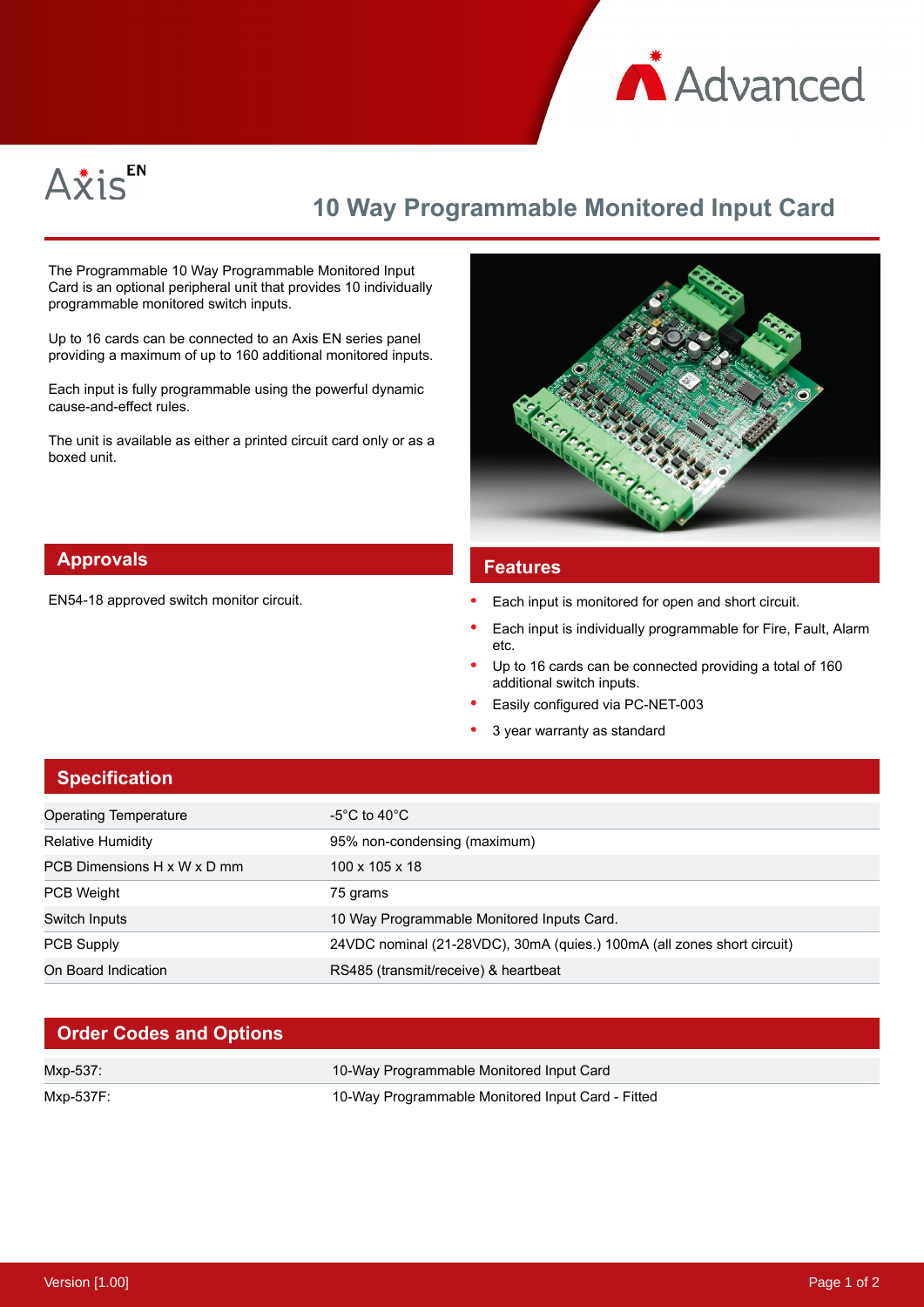Advanced

Axis EN

# 10 Way Programmable Monitored Input Card

The Programmable 10 Way Programmable Monitored Input Card is an optional peripheral unit that provides 10 individually programmable monitored switch inputs.

Up to 16 cards can be connected to an Axis EN series panel providing a maximum of up to 160 additional monitored inputs.

Each input is fully programmable using the powerful dynamic cause-and-effect rules.

The unit is available as either a printed circuit card only or as a boxed unit.

## Approvals

EN54-18 approved switch monitor circuit.

## Features

- Each input is monitored for open and short circuit.
- Each input is individually programmable for Fire, Fault, Alarm etc.
- Up to 16 cards can be connected providing a total of 160 additional switch inputs.
- Easily configured via PC-NET-003
- 3 year warranty as standard

## Specification

| | |
|---|---|
| Operating Temperature | -5°C to 40°C |
| Relative Humidity | 95% non-condensing (maximum) |
| PCB Dimensions H x W x D mm | 100 x 105 x 18 |
| PCB Weight | 75 grams |
| Switch Inputs | 10 Way Programmable Monitored Inputs Card. |
| PCB Supply | 24VDC nominal (21-28VDC), 30mA (quies.) 100mA (all zones short circuit) |
| On Board Indication | RS485 (transmit/receive) & heartbeat |

## Order Codes and Options

| | |
|---|---|
| Mxp-537: | 10-Way Programmable Monitored Input Card |
| Mxp-537F: | 10-Way Programmable Monitored Input Card - Fitted |

Version [1.00]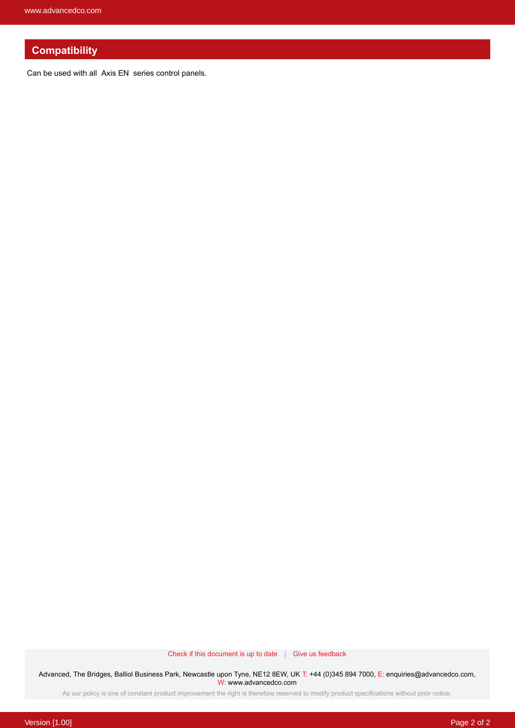## Compatibility

Can be used with all Axis EN series control panels.

Check if this document is up to date | Give us feedback

Advanced, The Bridges, Balliol Business Park, Newcastle upon Tyne, NE12 8EW, UK T: +44 (0)345 894 7000, E: enquiries@advancedco.com, W: www.advancedco.com

As our policy is one of constant product improvement the right is therefore reserved to modify product specifications without prior notice.